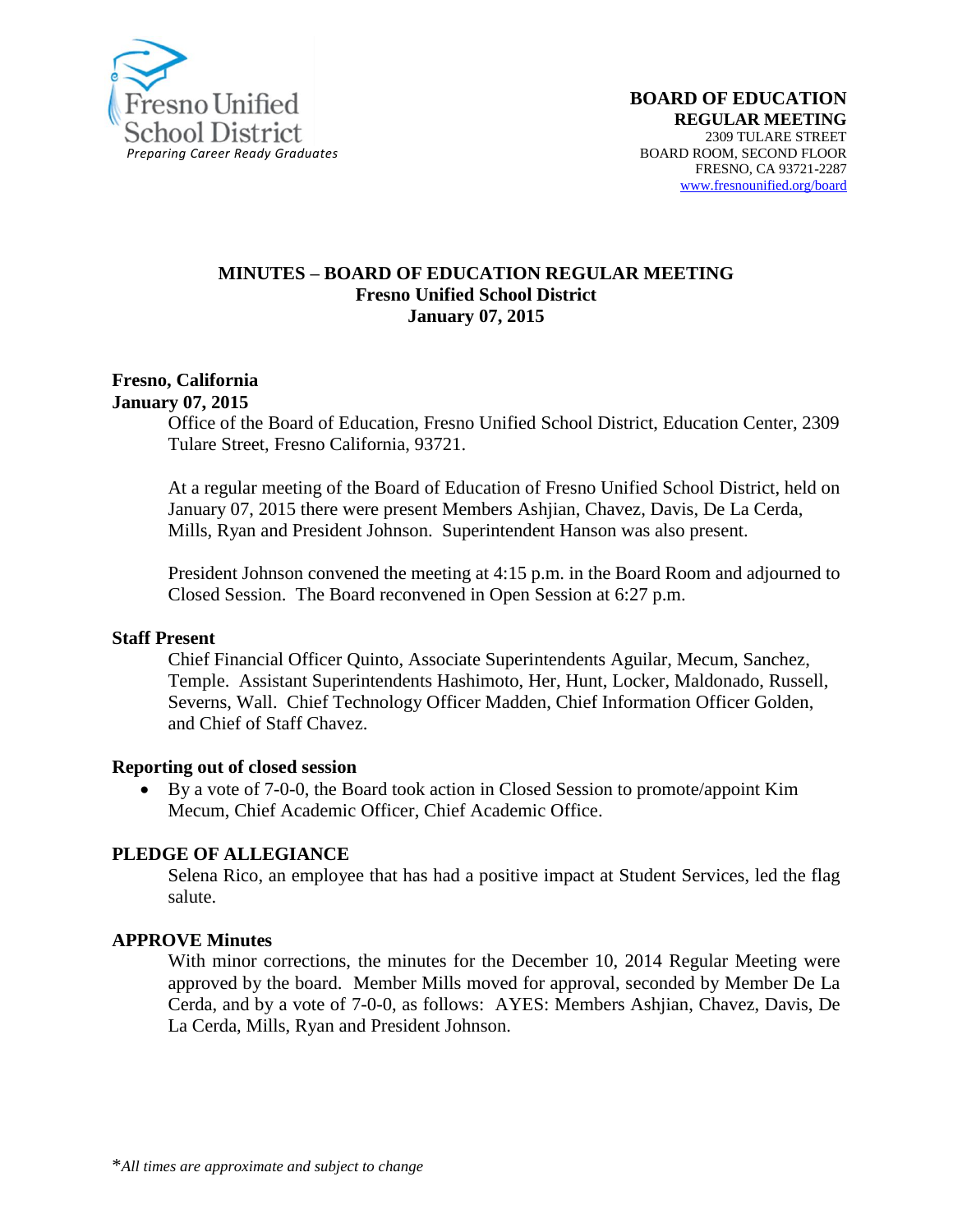Fresno Unified School District
*Preparing Career Ready Graduates*

**BOARD OF EDUCATION**
**REGULAR MEETING**
2309 TULARE STREET
BOARD ROOM, SECOND FLOOR
FRESNO, CA 93721-2287
www.fresnounified.org/board

# MINUTES – BOARD OF EDUCATION REGULAR MEETING
## Fresno Unified School District
## January 07, 2015

**Fresno, California**
**January 07, 2015**

Office of the Board of Education, Fresno Unified School District, Education Center, 2309 Tulare Street, Fresno California, 93721.

At a regular meeting of the Board of Education of Fresno Unified School District, held on January 07, 2015 there were present Members Ashjian, Chavez, Davis, De La Cerda, Mills, Ryan and President Johnson. Superintendent Hanson was also present.

President Johnson convened the meeting at 4:15 p.m. in the Board Room and adjourned to Closed Session. The Board reconvened in Open Session at 6:27 p.m.

### Staff Present

Chief Financial Officer Quinto, Associate Superintendents Aguilar, Mecum, Sanchez, Temple. Assistant Superintendents Hashimoto, Her, Hunt, Locker, Maldonado, Russell, Severns, Wall. Chief Technology Officer Madden, Chief Information Officer Golden, and Chief of Staff Chavez.

### Reporting out of closed session

- By a vote of 7-0-0, the Board took action in Closed Session to promote/appoint Kim Mecum, Chief Academic Officer, Chief Academic Office.

### PLEDGE OF ALLEGIANCE

Selena Rico, an employee that has had a positive impact at Student Services, led the flag salute.

### APPROVE Minutes

With minor corrections, the minutes for the December 10, 2014 Regular Meeting were approved by the board. Member Mills moved for approval, seconded by Member De La Cerda, and by a vote of 7-0-0, as follows: AYES: Members Ashjian, Chavez, Davis, De La Cerda, Mills, Ryan and President Johnson.

**All times are approximate and subject to change*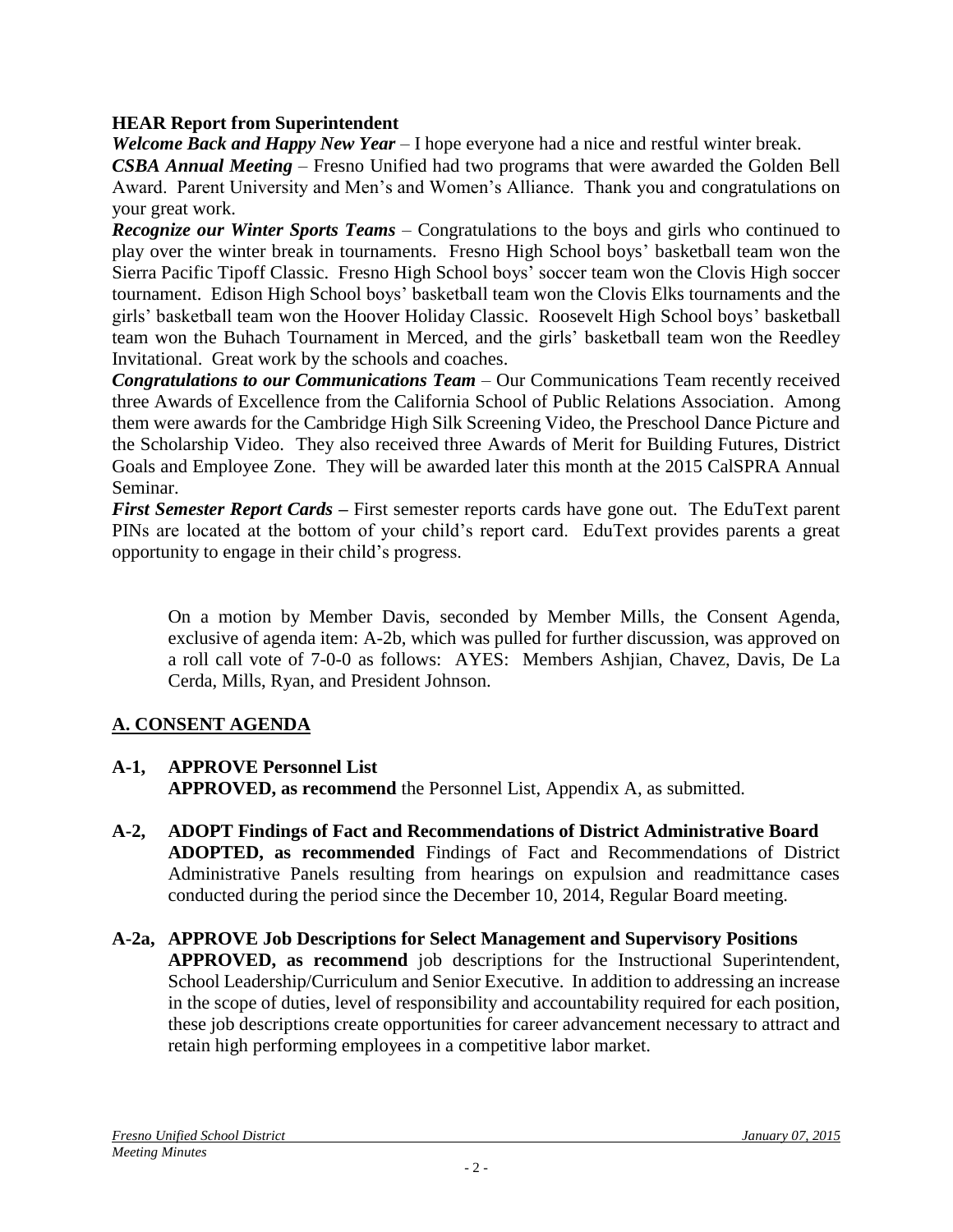**HEAR Report from Superintendent**

***Welcome Back and Happy New Year*** – I hope everyone had a nice and restful winter break.

***CSBA Annual Meeting*** – Fresno Unified had two programs that were awarded the Golden Bell Award. Parent University and Men's and Women's Alliance. Thank you and congratulations on your great work.

***Recognize our Winter Sports Teams*** – Congratulations to the boys and girls who continued to play over the winter break in tournaments. Fresno High School boys' basketball team won the Sierra Pacific Tipoff Classic. Fresno High School boys' soccer team won the Clovis High soccer tournament. Edison High School boys' basketball team won the Clovis Elks tournaments and the girls' basketball team won the Hoover Holiday Classic. Roosevelt High School boys' basketball team won the Buhach Tournament in Merced, and the girls' basketball team won the Reedley Invitational. Great work by the schools and coaches.

***Congratulations to our Communications Team*** – Our Communications Team recently received three Awards of Excellence from the California School of Public Relations Association. Among them were awards for the Cambridge High Silk Screening Video, the Preschool Dance Picture and the Scholarship Video. They also received three Awards of Merit for Building Futures, District Goals and Employee Zone. They will be awarded later this month at the 2015 CalSPRA Annual Seminar.

***First Semester Report Cards*** **–** First semester reports cards have gone out. The EduText parent PINs are located at the bottom of your child's report card. EduText provides parents a great opportunity to engage in their child's progress.

On a motion by Member Davis, seconded by Member Mills, the Consent Agenda, exclusive of agenda item: A-2b, which was pulled for further discussion, was approved on a roll call vote of 7-0-0 as follows: AYES: Members Ashjian, Chavez, Davis, De La Cerda, Mills, Ryan, and President Johnson.

## A. CONSENT AGENDA

**A-1, APPROVE Personnel List**
**APPROVED, as recommend** the Personnel List, Appendix A, as submitted.

**A-2, ADOPT Findings of Fact and Recommendations of District Administrative Board**
**ADOPTED, as recommended** Findings of Fact and Recommendations of District Administrative Panels resulting from hearings on expulsion and readmittance cases conducted during the period since the December 10, 2014, Regular Board meeting.

**A-2a, APPROVE Job Descriptions for Select Management and Supervisory Positions**
**APPROVED, as recommend** job descriptions for the Instructional Superintendent, School Leadership/Curriculum and Senior Executive. In addition to addressing an increase in the scope of duties, level of responsibility and accountability required for each position, these job descriptions create opportunities for career advancement necessary to attract and retain high performing employees in a competitive labor market.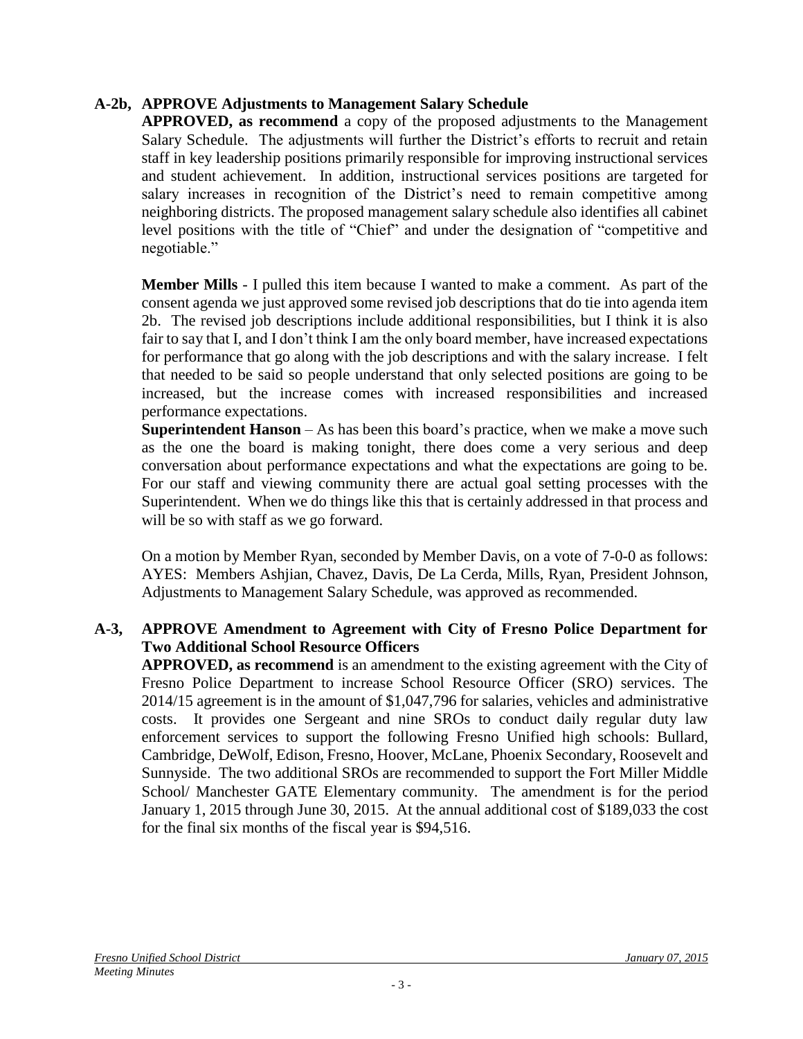**A-2b, APPROVE Adjustments to Management Salary Schedule**

**APPROVED, as recommend** a copy of the proposed adjustments to the Management Salary Schedule. The adjustments will further the District's efforts to recruit and retain staff in key leadership positions primarily responsible for improving instructional services and student achievement. In addition, instructional services positions are targeted for salary increases in recognition of the District's need to remain competitive among neighboring districts. The proposed management salary schedule also identifies all cabinet level positions with the title of "Chief" and under the designation of "competitive and negotiable."

**Member Mills** - I pulled this item because I wanted to make a comment. As part of the consent agenda we just approved some revised job descriptions that do tie into agenda item 2b. The revised job descriptions include additional responsibilities, but I think it is also fair to say that I, and I don't think I am the only board member, have increased expectations for performance that go along with the job descriptions and with the salary increase. I felt that needed to be said so people understand that only selected positions are going to be increased, but the increase comes with increased responsibilities and increased performance expectations.

**Superintendent Hanson** – As has been this board's practice, when we make a move such as the one the board is making tonight, there does come a very serious and deep conversation about performance expectations and what the expectations are going to be. For our staff and viewing community there are actual goal setting processes with the Superintendent. When we do things like this that is certainly addressed in that process and will be so with staff as we go forward.

On a motion by Member Ryan, seconded by Member Davis, on a vote of 7-0-0 as follows: AYES: Members Ashjian, Chavez, Davis, De La Cerda, Mills, Ryan, President Johnson, Adjustments to Management Salary Schedule, was approved as recommended.

**A-3, APPROVE Amendment to Agreement with City of Fresno Police Department for Two Additional School Resource Officers**

**APPROVED, as recommend** is an amendment to the existing agreement with the City of Fresno Police Department to increase School Resource Officer (SRO) services. The 2014/15 agreement is in the amount of $1,047,796 for salaries, vehicles and administrative costs. It provides one Sergeant and nine SROs to conduct daily regular duty law enforcement services to support the following Fresno Unified high schools: Bullard, Cambridge, DeWolf, Edison, Fresno, Hoover, McLane, Phoenix Secondary, Roosevelt and Sunnyside. The two additional SROs are recommended to support the Fort Miller Middle School/ Manchester GATE Elementary community. The amendment is for the period January 1, 2015 through June 30, 2015. At the annual additional cost of $189,033 the cost for the final six months of the fiscal year is $94,516.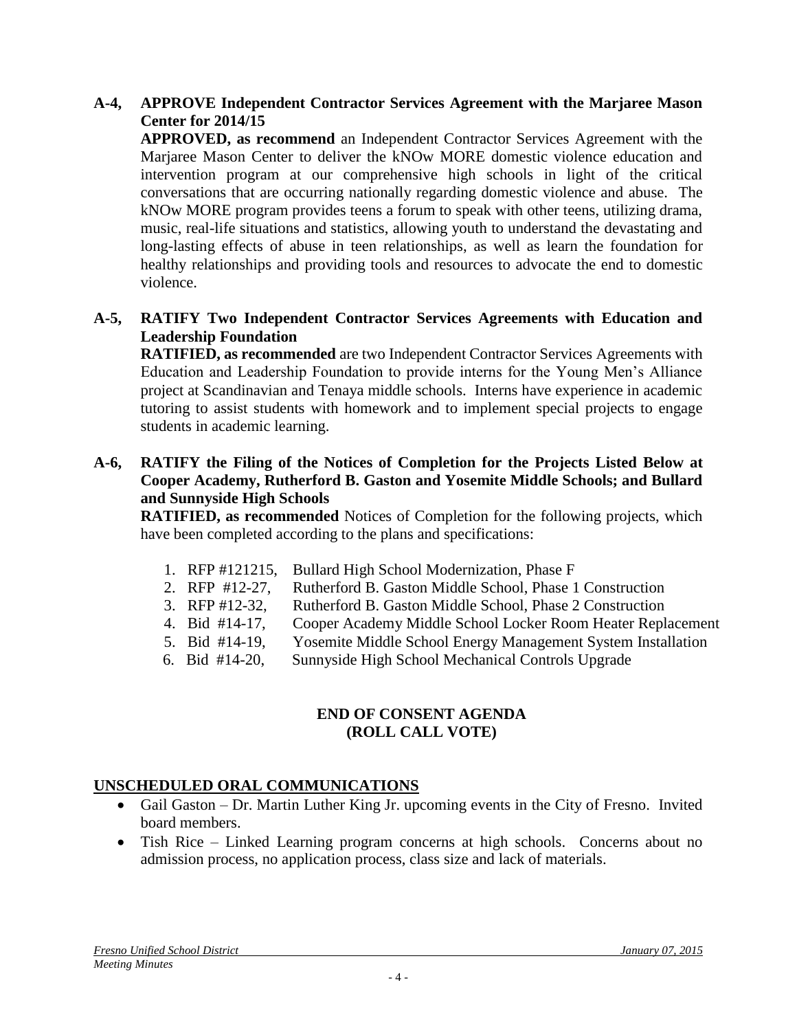**A-4, APPROVE Independent Contractor Services Agreement with the Marjaree Mason Center for 2014/15**

**APPROVED, as recommend** an Independent Contractor Services Agreement with the Marjaree Mason Center to deliver the kNOw MORE domestic violence education and intervention program at our comprehensive high schools in light of the critical conversations that are occurring nationally regarding domestic violence and abuse. The kNOw MORE program provides teens a forum to speak with other teens, utilizing drama, music, real-life situations and statistics, allowing youth to understand the devastating and long-lasting effects of abuse in teen relationships, as well as learn the foundation for healthy relationships and providing tools and resources to advocate the end to domestic violence.

**A-5, RATIFY Two Independent Contractor Services Agreements with Education and Leadership Foundation**

**RATIFIED, as recommended** are two Independent Contractor Services Agreements with Education and Leadership Foundation to provide interns for the Young Men's Alliance project at Scandinavian and Tenaya middle schools. Interns have experience in academic tutoring to assist students with homework and to implement special projects to engage students in academic learning.

**A-6, RATIFY the Filing of the Notices of Completion for the Projects Listed Below at Cooper Academy, Rutherford B. Gaston and Yosemite Middle Schools; and Bullard and Sunnyside High Schools**

**RATIFIED, as recommended** Notices of Completion for the following projects, which have been completed according to the plans and specifications:

1. RFP #121215, Bullard High School Modernization, Phase F
2. RFP #12-27, Rutherford B. Gaston Middle School, Phase 1 Construction
3. RFP #12-32, Rutherford B. Gaston Middle School, Phase 2 Construction
4. Bid #14-17, Cooper Academy Middle School Locker Room Heater Replacement
5. Bid #14-19, Yosemite Middle School Energy Management System Installation
6. Bid #14-20, Sunnyside High School Mechanical Controls Upgrade

**END OF CONSENT AGENDA**
**(ROLL CALL VOTE)**

**UNSCHEDULED ORAL COMMUNICATIONS**

- Gail Gaston – Dr. Martin Luther King Jr. upcoming events in the City of Fresno. Invited board members.
- Tish Rice – Linked Learning program concerns at high schools. Concerns about no admission process, no application process, class size and lack of materials.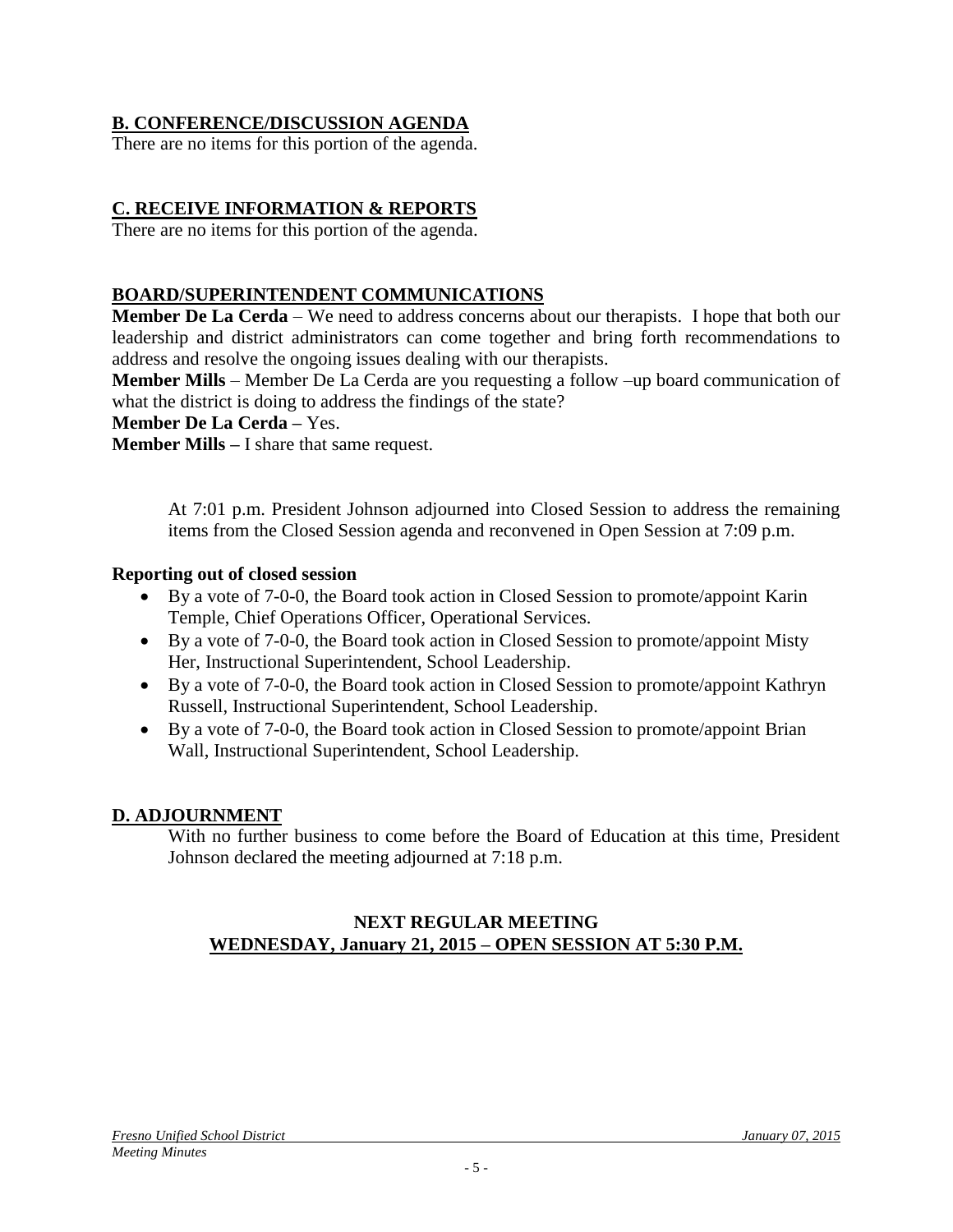## B. CONFERENCE/DISCUSSION AGENDA

There are no items for this portion of the agenda.

## C. RECEIVE INFORMATION & REPORTS

There are no items for this portion of the agenda.

## BOARD/SUPERINTENDENT COMMUNICATIONS

**Member De La Cerda** – We need to address concerns about our therapists. I hope that both our leadership and district administrators can come together and bring forth recommendations to address and resolve the ongoing issues dealing with our therapists.

**Member Mills** – Member De La Cerda are you requesting a follow –up board communication of what the district is doing to address the findings of the state?

**Member De La Cerda –** Yes.

**Member Mills –** I share that same request.

At 7:01 p.m. President Johnson adjourned into Closed Session to address the remaining items from the Closed Session agenda and reconvened in Open Session at 7:09 p.m.

**Reporting out of closed session**

- By a vote of 7-0-0, the Board took action in Closed Session to promote/appoint Karin Temple, Chief Operations Officer, Operational Services.
- By a vote of 7-0-0, the Board took action in Closed Session to promote/appoint Misty Her, Instructional Superintendent, School Leadership.
- By a vote of 7-0-0, the Board took action in Closed Session to promote/appoint Kathryn Russell, Instructional Superintendent, School Leadership.
- By a vote of 7-0-0, the Board took action in Closed Session to promote/appoint Brian Wall, Instructional Superintendent, School Leadership.

## D. ADJOURNMENT

With no further business to come before the Board of Education at this time, President Johnson declared the meeting adjourned at 7:18 p.m.

**NEXT REGULAR MEETING**

**WEDNESDAY, January 21, 2015 – OPEN SESSION AT 5:30 P.M.**